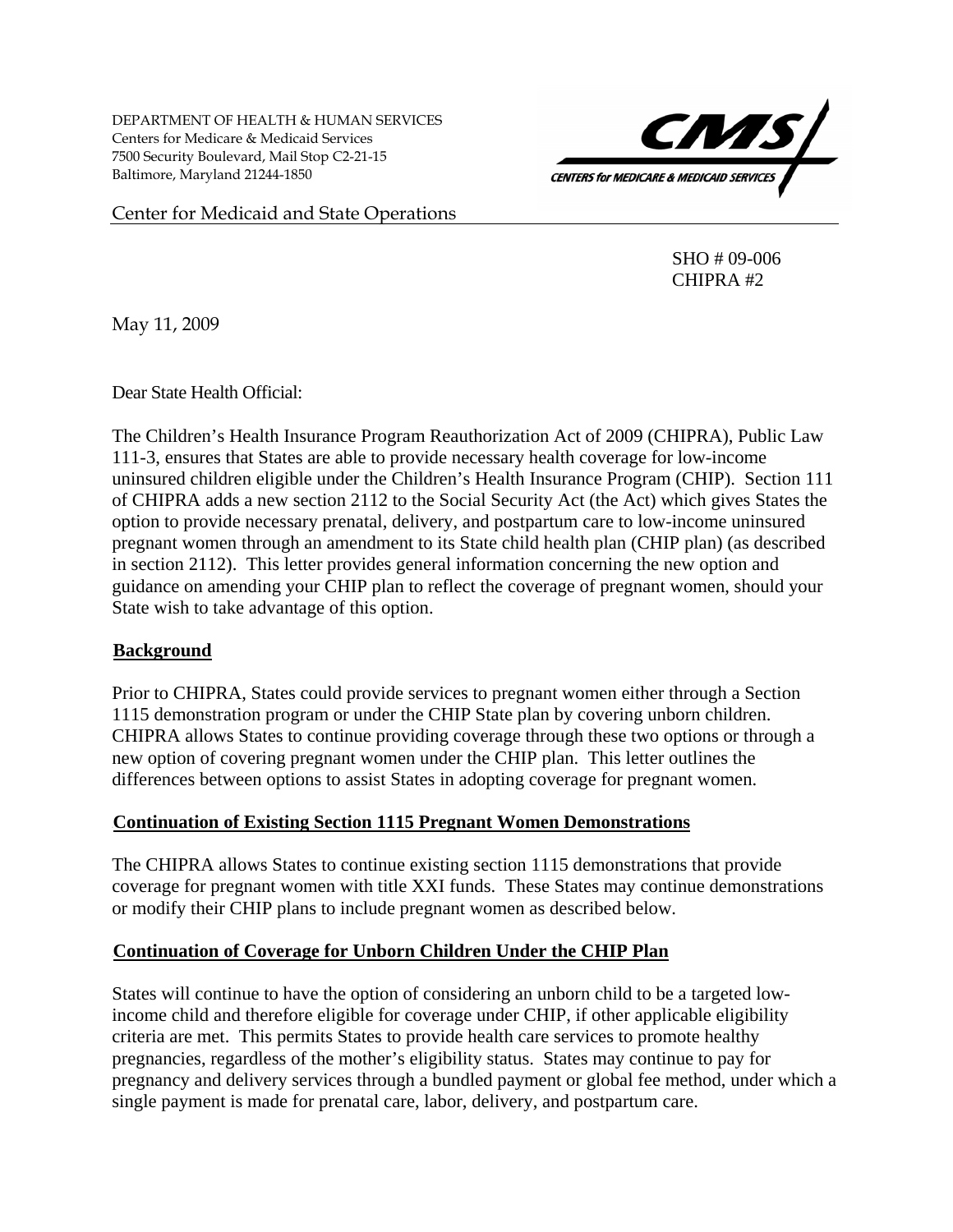DEPARTMENT OF HEALTH & HUMAN SERVICES
Centers for Medicare & Medicaid Services
7500 Security Boulevard, Mail Stop C2-21-15
Baltimore, Maryland 21244-1850

CMS — CENTERS for MEDICARE & MEDICAID SERVICES

Center for Medicaid and State Operations

SHO # 09-006
CHIPRA #2

May 11, 2009

Dear State Health Official:

The Children's Health Insurance Program Reauthorization Act of 2009 (CHIPRA), Public Law 111-3, ensures that States are able to provide necessary health coverage for low-income uninsured children eligible under the Children's Health Insurance Program (CHIP). Section 111 of CHIPRA adds a new section 2112 to the Social Security Act (the Act) which gives States the option to provide necessary prenatal, delivery, and postpartum care to low-income uninsured pregnant women through an amendment to its State child health plan (CHIP plan) (as described in section 2112). This letter provides general information concerning the new option and guidance on amending your CHIP plan to reflect the coverage of pregnant women, should your State wish to take advantage of this option.

## Background

Prior to CHIPRA, States could provide services to pregnant women either through a Section 1115 demonstration program or under the CHIP State plan by covering unborn children. CHIPRA allows States to continue providing coverage through these two options or through a new option of covering pregnant women under the CHIP plan. This letter outlines the differences between options to assist States in adopting coverage for pregnant women.

## Continuation of Existing Section 1115 Pregnant Women Demonstrations

The CHIPRA allows States to continue existing section 1115 demonstrations that provide coverage for pregnant women with title XXI funds. These States may continue demonstrations or modify their CHIP plans to include pregnant women as described below.

## Continuation of Coverage for Unborn Children Under the CHIP Plan

States will continue to have the option of considering an unborn child to be a targeted low-income child and therefore eligible for coverage under CHIP, if other applicable eligibility criteria are met. This permits States to provide health care services to promote healthy pregnancies, regardless of the mother's eligibility status. States may continue to pay for pregnancy and delivery services through a bundled payment or global fee method, under which a single payment is made for prenatal care, labor, delivery, and postpartum care.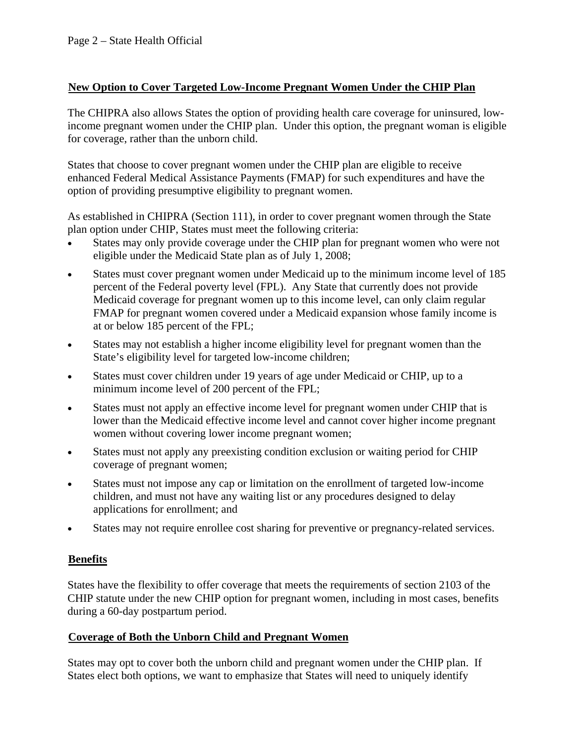## New Option to Cover Targeted Low-Income Pregnant Women Under the CHIP Plan

The CHIPRA also allows States the option of providing health care coverage for uninsured, low-income pregnant women under the CHIP plan. Under this option, the pregnant woman is eligible for coverage, rather than the unborn child.

States that choose to cover pregnant women under the CHIP plan are eligible to receive enhanced Federal Medical Assistance Payments (FMAP) for such expenditures and have the option of providing presumptive eligibility to pregnant women.

As established in CHIPRA (Section 111), in order to cover pregnant women through the State plan option under CHIP, States must meet the following criteria:

- States may only provide coverage under the CHIP plan for pregnant women who were not eligible under the Medicaid State plan as of July 1, 2008;
- States must cover pregnant women under Medicaid up to the minimum income level of 185 percent of the Federal poverty level (FPL). Any State that currently does not provide Medicaid coverage for pregnant women up to this income level, can only claim regular FMAP for pregnant women covered under a Medicaid expansion whose family income is at or below 185 percent of the FPL;
- States may not establish a higher income eligibility level for pregnant women than the State's eligibility level for targeted low-income children;
- States must cover children under 19 years of age under Medicaid or CHIP, up to a minimum income level of 200 percent of the FPL;
- States must not apply an effective income level for pregnant women under CHIP that is lower than the Medicaid effective income level and cannot cover higher income pregnant women without covering lower income pregnant women;
- States must not apply any preexisting condition exclusion or waiting period for CHIP coverage of pregnant women;
- States must not impose any cap or limitation on the enrollment of targeted low-income children, and must not have any waiting list or any procedures designed to delay applications for enrollment; and
- States may not require enrollee cost sharing for preventive or pregnancy-related services.

## Benefits

States have the flexibility to offer coverage that meets the requirements of section 2103 of the CHIP statute under the new CHIP option for pregnant women, including in most cases, benefits during a 60-day postpartum period.

## Coverage of Both the Unborn Child and Pregnant Women

States may opt to cover both the unborn child and pregnant women under the CHIP plan. If States elect both options, we want to emphasize that States will need to uniquely identify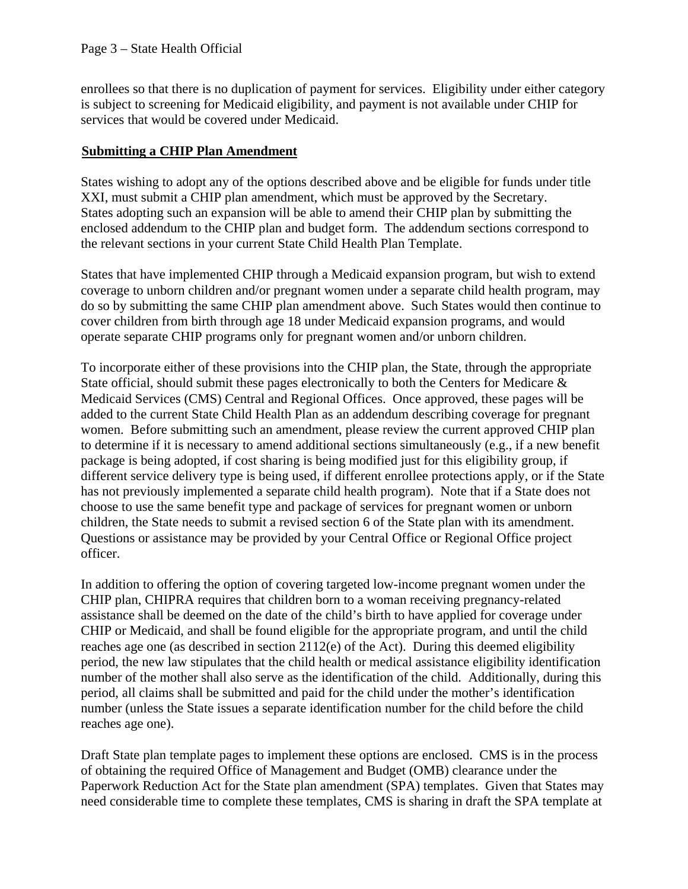enrollees so that there is no duplication of payment for services. Eligibility under either category is subject to screening for Medicaid eligibility, and payment is not available under CHIP for services that would be covered under Medicaid.

**Submitting a CHIP Plan Amendment**

States wishing to adopt any of the options described above and be eligible for funds under title XXI, must submit a CHIP plan amendment, which must be approved by the Secretary. States adopting such an expansion will be able to amend their CHIP plan by submitting the enclosed addendum to the CHIP plan and budget form. The addendum sections correspond to the relevant sections in your current State Child Health Plan Template.

States that have implemented CHIP through a Medicaid expansion program, but wish to extend coverage to unborn children and/or pregnant women under a separate child health program, may do so by submitting the same CHIP plan amendment above. Such States would then continue to cover children from birth through age 18 under Medicaid expansion programs, and would operate separate CHIP programs only for pregnant women and/or unborn children.

To incorporate either of these provisions into the CHIP plan, the State, through the appropriate State official, should submit these pages electronically to both the Centers for Medicare & Medicaid Services (CMS) Central and Regional Offices. Once approved, these pages will be added to the current State Child Health Plan as an addendum describing coverage for pregnant women. Before submitting such an amendment, please review the current approved CHIP plan to determine if it is necessary to amend additional sections simultaneously (e.g., if a new benefit package is being adopted, if cost sharing is being modified just for this eligibility group, if different service delivery type is being used, if different enrollee protections apply, or if the State has not previously implemented a separate child health program). Note that if a State does not choose to use the same benefit type and package of services for pregnant women or unborn children, the State needs to submit a revised section 6 of the State plan with its amendment. Questions or assistance may be provided by your Central Office or Regional Office project officer.

In addition to offering the option of covering targeted low-income pregnant women under the CHIP plan, CHIPRA requires that children born to a woman receiving pregnancy-related assistance shall be deemed on the date of the child's birth to have applied for coverage under CHIP or Medicaid, and shall be found eligible for the appropriate program, and until the child reaches age one (as described in section 2112(e) of the Act). During this deemed eligibility period, the new law stipulates that the child health or medical assistance eligibility identification number of the mother shall also serve as the identification of the child. Additionally, during this period, all claims shall be submitted and paid for the child under the mother's identification number (unless the State issues a separate identification number for the child before the child reaches age one).

Draft State plan template pages to implement these options are enclosed. CMS is in the process of obtaining the required Office of Management and Budget (OMB) clearance under the Paperwork Reduction Act for the State plan amendment (SPA) templates. Given that States may need considerable time to complete these templates, CMS is sharing in draft the SPA template at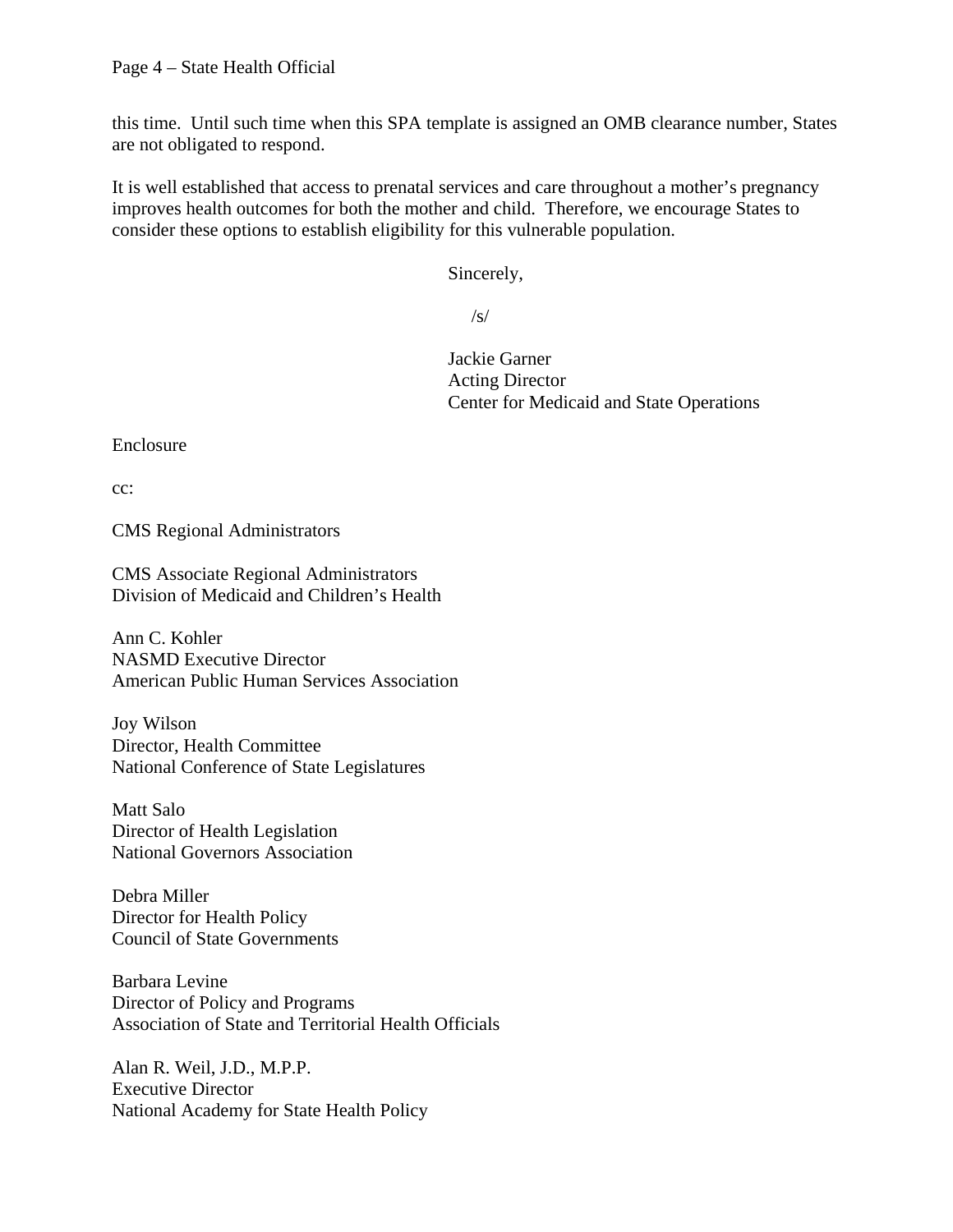this time. Until such time when this SPA template is assigned an OMB clearance number, States are not obligated to respond.

It is well established that access to prenatal services and care throughout a mother's pregnancy improves health outcomes for both the mother and child. Therefore, we encourage States to consider these options to establish eligibility for this vulnerable population.

Sincerely,

/s/

Jackie Garner
Acting Director
Center for Medicaid and State Operations

Enclosure

cc:

CMS Regional Administrators

CMS Associate Regional Administrators
Division of Medicaid and Children's Health

Ann C. Kohler
NASMD Executive Director
American Public Human Services Association

Joy Wilson
Director, Health Committee
National Conference of State Legislatures

Matt Salo
Director of Health Legislation
National Governors Association

Debra Miller
Director for Health Policy
Council of State Governments

Barbara Levine
Director of Policy and Programs
Association of State and Territorial Health Officials

Alan R. Weil, J.D., M.P.P.
Executive Director
National Academy for State Health Policy